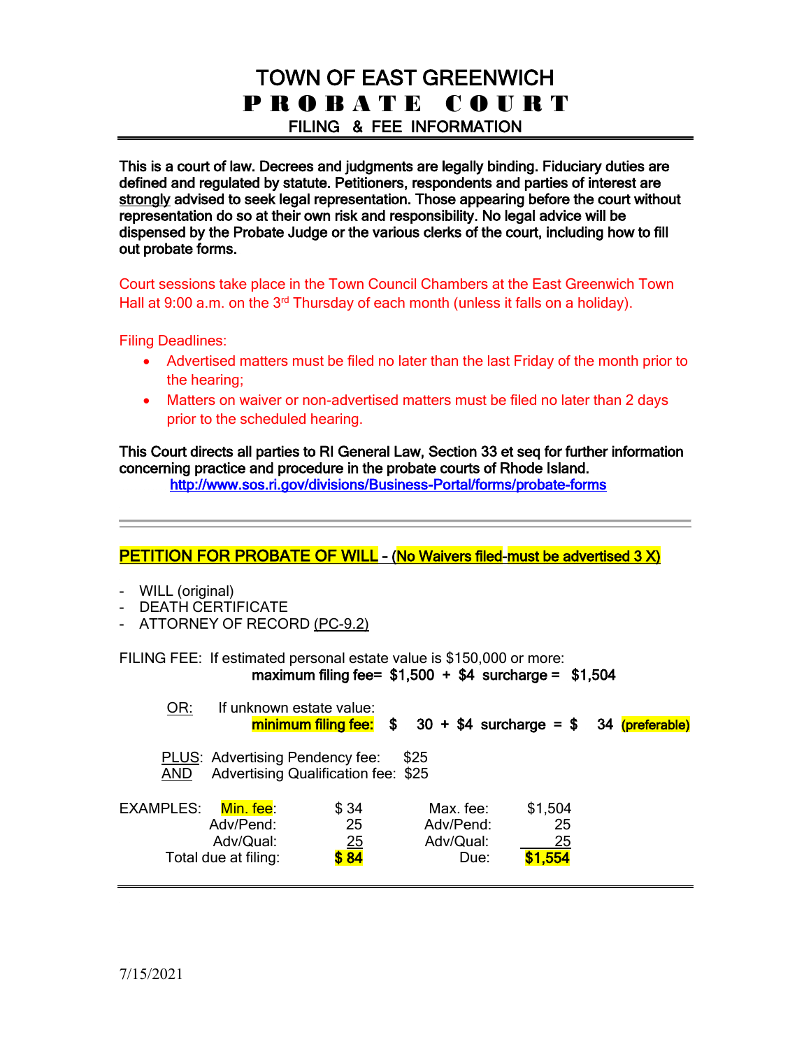# TOWN OF EAST GREENWICH
# PROBATE COURT
## FILING & FEE INFORMATION

**This is a court of law. Decrees and judgments are legally binding. Fiduciary duties are defined and regulated by statute. Petitioners, respondents and parties of interest are strongly advised to seek legal representation. Those appearing before the court without representation do so at their own risk and responsibility. No legal advice will be dispensed by the Probate Judge or the various clerks of the court, including how to fill out probate forms.**

Court sessions take place in the Town Council Chambers at the East Greenwich Town Hall at 9:00 a.m. on the 3rd Thursday of each month (unless it falls on a holiday).

Filing Deadlines:

- Advertised matters must be filed no later than the last Friday of the month prior to the hearing;
- Matters on waiver or non-advertised matters must be filed no later than 2 days prior to the scheduled hearing.

**This Court directs all parties to RI General Law, Section 33 et seq for further information concerning practice and procedure in the probate courts of Rhode Island.**
http://www.sos.ri.gov/divisions/Business-Portal/forms/probate-forms

---

## PETITION FOR PROBATE OF WILL - (No Waivers filed-must be advertised 3 X)

- WILL (original)
- DEATH CERTIFICATE
- ATTORNEY OF RECORD (PC-9.2)

FILING FEE: If estimated personal estate value is $150,000 or more:
**maximum filing fee= $1,500 + $4 surcharge = $1,504**

OR: If unknown estate value:
**minimum filing fee: $ 30 + $4 surcharge = $ 34 (preferable)**

PLUS: Advertising Pendency fee: $25
AND Advertising Qualification fee: $25

| EXAMPLES: | | | |
|---|---|---|---|
| Min. fee: | $ 34 | Max. fee: | $1,504 |
| Adv/Pend: | 25 | Adv/Pend: | 25 |
| Adv/Qual: | 25 | Adv/Qual: | 25 |
| Total due at filing: | **$ 84** | Due: | **$1,554** |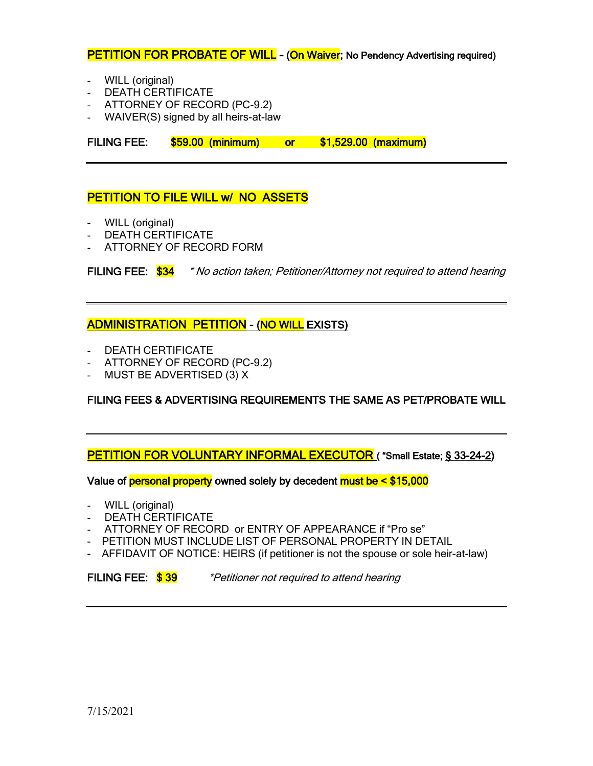## PETITION FOR PROBATE OF WILL – (On Waiver; No Pendency Advertising required)

- WILL (original)
- DEATH CERTIFICATE
- ATTORNEY OF RECORD (PC-9.2)
- WAIVER(S) signed by all heirs-at-law

**FILING FEE: $59.00 (minimum) or $1,529.00 (maximum)**

---

## PETITION TO FILE WILL w/ NO ASSETS

- WILL (original)
- DEATH CERTIFICATE
- ATTORNEY OF RECORD FORM

**FILING FEE: $34** *\* No action taken; Petitioner/Attorney not required to attend hearing*

---

## ADMINISTRATION PETITION - (NO WILL EXISTS)

- DEATH CERTIFICATE
- ATTORNEY OF RECORD (PC-9.2)
- MUST BE ADVERTISED (3) X

**FILING FEES & ADVERTISING REQUIREMENTS THE SAME AS PET/PROBATE WILL**

---

## PETITION FOR VOLUNTARY INFORMAL EXECUTOR ( "Small Estate; § 33-24-2)

**Value of personal property owned solely by decedent must be < $15,000**

- WILL (original)
- DEATH CERTIFICATE
- ATTORNEY OF RECORD or ENTRY OF APPEARANCE if "Pro se"
- PETITION MUST INCLUDE LIST OF PERSONAL PROPERTY IN DETAIL
- AFFIDAVIT OF NOTICE: HEIRS (if petitioner is not the spouse or sole heir-at-law)

**FILING FEE: $ 39** *\*Petitioner not required to attend hearing*

---

7/15/2021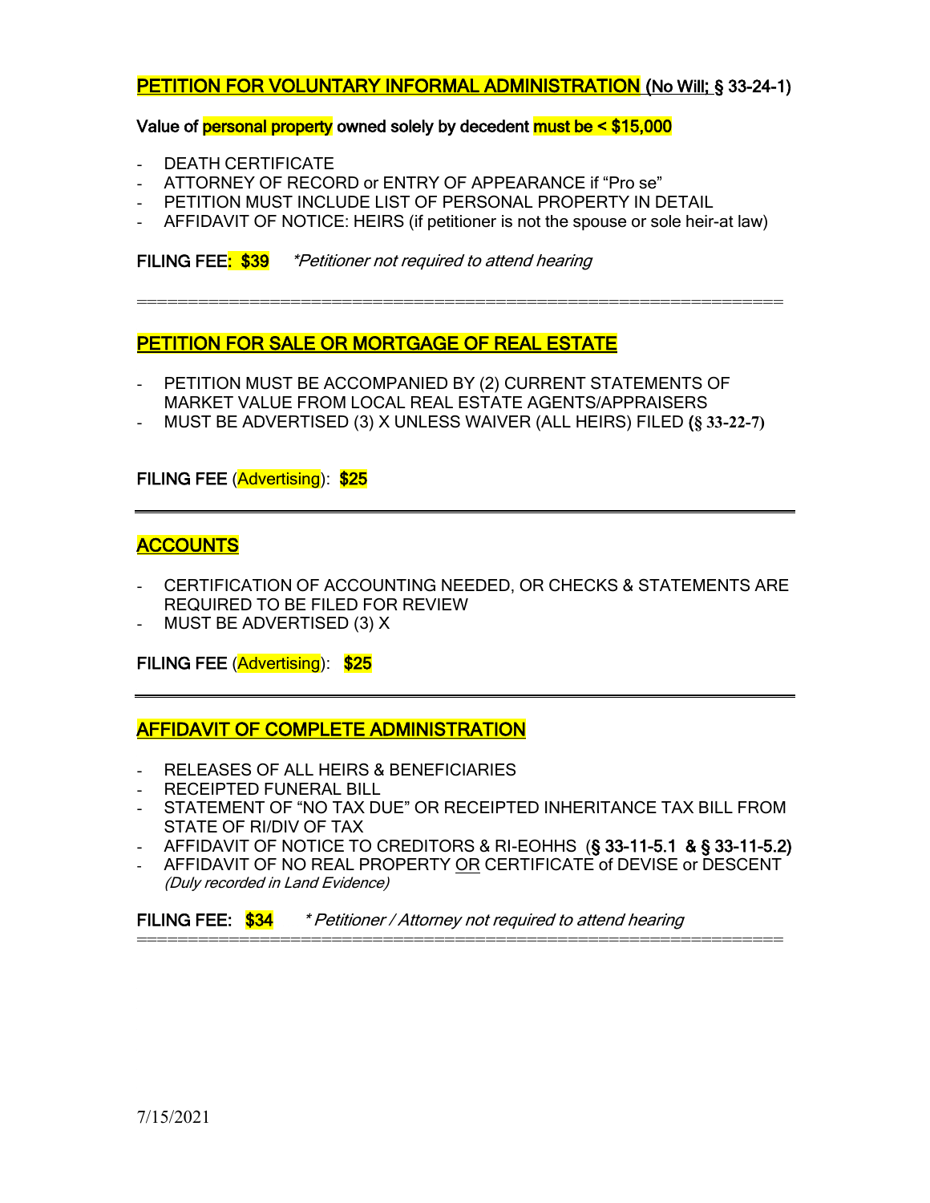## PETITION FOR VOLUNTARY INFORMAL ADMINISTRATION (No Will; § 33-24-1)

**Value of personal property owned solely by decedent must be < $15,000**

- DEATH CERTIFICATE
- ATTORNEY OF RECORD or ENTRY OF APPEARANCE if "Pro se"
- PETITION MUST INCLUDE LIST OF PERSONAL PROPERTY IN DETAIL
- AFFIDAVIT OF NOTICE: HEIRS (if petitioner is not the spouse or sole heir-at law)

**FILING FEE: $39** *\*Petitioner not required to attend hearing*

---

## PETITION FOR SALE OR MORTGAGE OF REAL ESTATE

- PETITION MUST BE ACCOMPANIED BY (2) CURRENT STATEMENTS OF MARKET VALUE FROM LOCAL REAL ESTATE AGENTS/APPRAISERS
- MUST BE ADVERTISED (3) X UNLESS WAIVER (ALL HEIRS) FILED **(§ 33-22-7)**

**FILING FEE (Advertising): $25**

---

## ACCOUNTS

- CERTIFICATION OF ACCOUNTING NEEDED, OR CHECKS & STATEMENTS ARE REQUIRED TO BE FILED FOR REVIEW
- MUST BE ADVERTISED (3) X

**FILING FEE (Advertising): $25**

---

## AFFIDAVIT OF COMPLETE ADMINISTRATION

- RELEASES OF ALL HEIRS & BENEFICIARIES
- RECEIPTED FUNERAL BILL
- STATEMENT OF "NO TAX DUE" OR RECEIPTED INHERITANCE TAX BILL FROM STATE OF RI/DIV OF TAX
- AFFIDAVIT OF NOTICE TO CREDITORS & RI-EOHHS (**§ 33-11-5.1 & § 33-11-5.2**)
- AFFIDAVIT OF NO REAL PROPERTY OR CERTIFICATE of DEVISE or DESCENT *(Duly recorded in Land Evidence)*

**FILING FEE: $34** *\* Petitioner / Attorney not required to attend hearing*

---

7/15/2021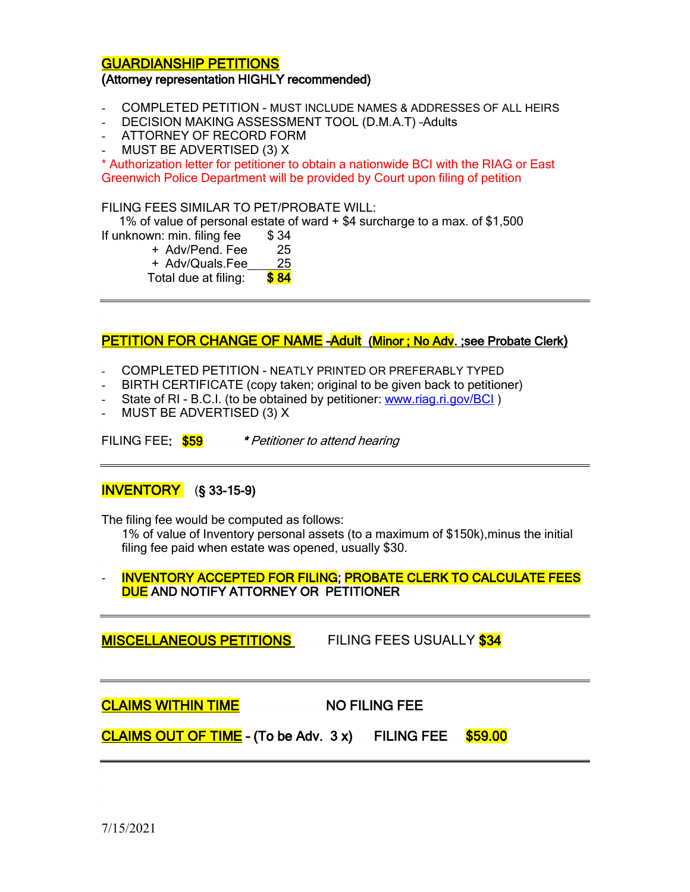## GUARDIANSHIP PETITIONS

**(Attorney representation HIGHLY recommended)**

- COMPLETED PETITION - MUST INCLUDE NAMES & ADDRESSES OF ALL HEIRS
- DECISION MAKING ASSESSMENT TOOL (D.M.A.T) –Adults
- ATTORNEY OF RECORD FORM
- MUST BE ADVERTISED (3) X

* Authorization letter for petitioner to obtain a nationwide BCI with the RIAG or East Greenwich Police Department will be provided by Court upon filing of petition

FILING FEES SIMILAR TO PET/PROBATE WILL:

1% of value of personal estate of ward + $4 surcharge to a max. of $1,500

| | | |
|---|---|---|
| If unknown: | min. filing fee | $ 34 |
| | + Adv/Pend. Fee | 25 |
| | + Adv/Quals.Fee | 25 |
| | Total due at filing: | **$ 84** |

---

## PETITION FOR CHANGE OF NAME –Adult (Minor ; No Adv. ;see Probate Clerk)

- COMPLETED PETITION - NEATLY PRINTED OR PREFERABLY TYPED
- BIRTH CERTIFICATE (copy taken; original to be given back to petitioner)
- State of RI - B.C.I. (to be obtained by petitioner: www.riag.ri.gov/BCI )
- MUST BE ADVERTISED (3) X

FILING FEE: **$59** *\* Petitioner to attend hearing*

---

## INVENTORY (§ 33-15-9)

The filing fee would be computed as follows:

1% of value of Inventory personal assets (to a maximum of $150k),minus the initial filing fee paid when estate was opened, usually $30.

- **INVENTORY ACCEPTED FOR FILING; PROBATE CLERK TO CALCULATE FEES DUE AND NOTIFY ATTORNEY OR PETITIONER**

---

## MISCELLANEOUS PETITIONS

FILING FEES USUALLY **$34**

---

## CLAIMS WITHIN TIME

**NO FILING FEE**

## CLAIMS OUT OF TIME - (To be Adv. 3 x)

**FILING FEE $59.00**

---

7/15/2021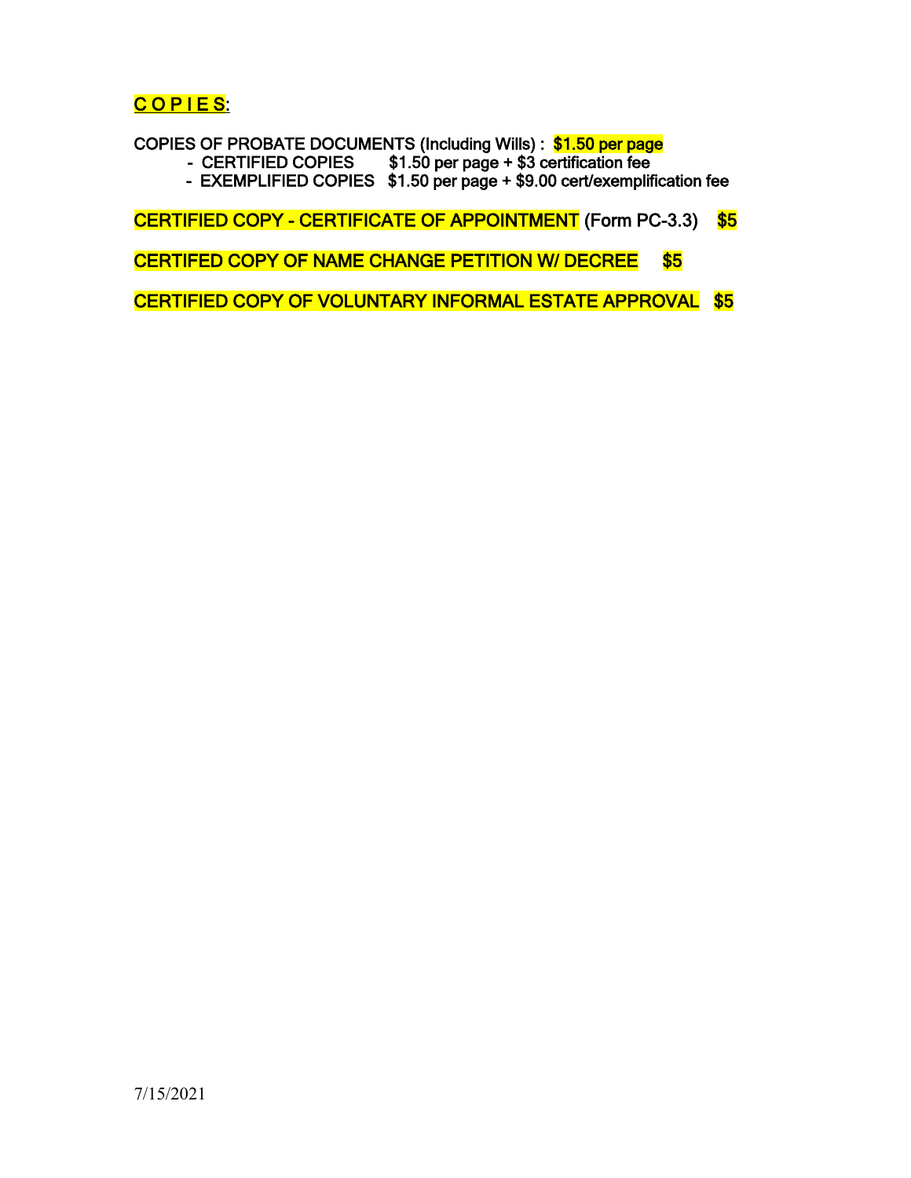## C O P I E S:

COPIES OF PROBATE DOCUMENTS (Including Wills) : $1.50 per page

- CERTIFIED COPIES $1.50 per page + $3 certification fee
- EXEMPLIFIED COPIES $1.50 per page + $9.00 cert/exemplification fee

CERTIFIED COPY - CERTIFICATE OF APPOINTMENT (Form PC-3.3) $5

CERTIFED COPY OF NAME CHANGE PETITION W/ DECREE $5

CERTIFIED COPY OF VOLUNTARY INFORMAL ESTATE APPROVAL $5

7/15/2021